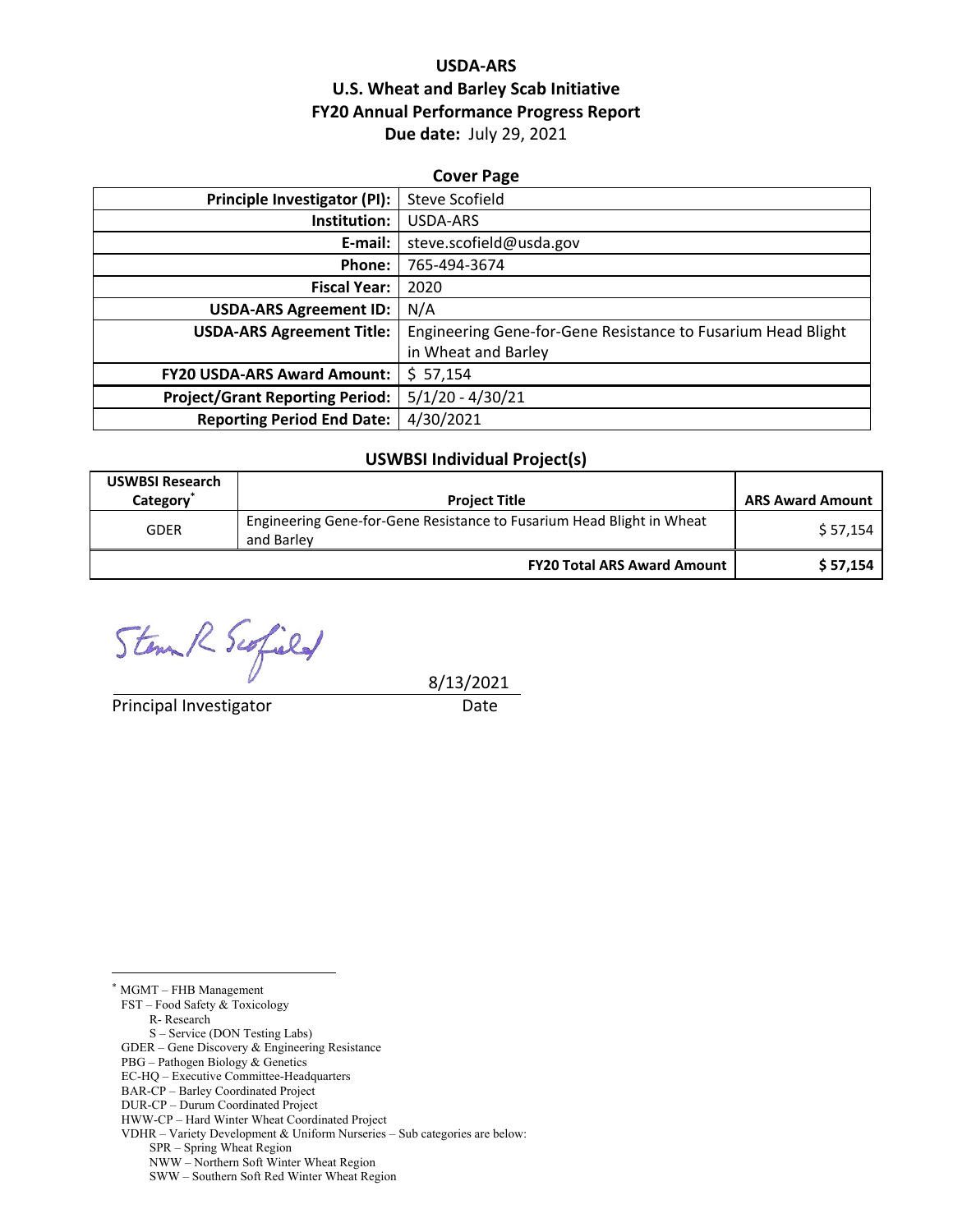# USDA-ARS
# U.S. Wheat and Barley Scab Initiative
# FY20 Annual Performance Progress Report
**Due date:** July 29, 2021

## Cover Page

| | |
|---|---|
| **Principle Investigator (PI):** | Steve Scofield |
| **Institution:** | USDA-ARS |
| **E-mail:** | steve.scofield@usda.gov |
| **Phone:** | 765-494-3674 |
| **Fiscal Year:** | 2020 |
| **USDA-ARS Agreement ID:** | N/A |
| **USDA-ARS Agreement Title:** | Engineering Gene-for-Gene Resistance to Fusarium Head Blight in Wheat and Barley |
| **FY20 USDA-ARS Award Amount:** | $ 57,154 |
| **Project/Grant Reporting Period:** | 5/1/20 - 4/30/21 |
| **Reporting Period End Date:** | 4/30/2021 |

## USWBSI Individual Project(s)

| USWBSI Research Category* | Project Title | ARS Award Amount |
|---|---|---|
| GDER | Engineering Gene-for-Gene Resistance to Fusarium Head Blight in Wheat and Barley | $ 57,154 |
| | **FY20 Total ARS Award Amount** | **$ 57,154** |

Steve R Scofield

Principal Investigator — Date: 8/13/2021

---

* MGMT – FHB Management
  FST – Food Safety & Toxicology
    R- Research
    S – Service (DON Testing Labs)
  GDER – Gene Discovery & Engineering Resistance
  PBG – Pathogen Biology & Genetics
  EC-HQ – Executive Committee-Headquarters
  BAR-CP – Barley Coordinated Project
  DUR-CP – Durum Coordinated Project
  HWW-CP – Hard Winter Wheat Coordinated Project
  VDHR – Variety Development & Uniform Nurseries – Sub categories are below:
    SPR – Spring Wheat Region
    NWW – Northern Soft Winter Wheat Region
    SWW – Southern Soft Red Winter Wheat Region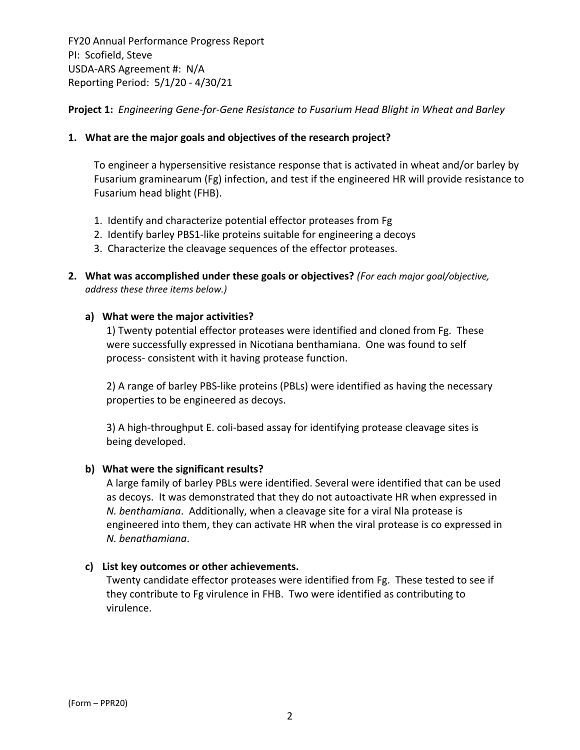FY20 Annual Performance Progress Report
PI: Scofield, Steve
USDA-ARS Agreement #: N/A
Reporting Period: 5/1/20 - 4/30/21

**Project 1:** *Engineering Gene-for-Gene Resistance to Fusarium Head Blight in Wheat and Barley*

**1. What are the major goals and objectives of the research project?**

To engineer a hypersensitive resistance response that is activated in wheat and/or barley by Fusarium graminearum (Fg) infection, and test if the engineered HR will provide resistance to Fusarium head blight (FHB).

1. Identify and characterize potential effector proteases from Fg
2. Identify barley PBS1-like proteins suitable for engineering a decoys
3. Characterize the cleavage sequences of the effector proteases.

**2. What was accomplished under these goals or objectives?** *(For each major goal/objective, address these three items below.)*

**a) What were the major activities?**

1) Twenty potential effector proteases were identified and cloned from Fg. These were successfully expressed in Nicotiana benthamiana. One was found to self process- consistent with it having protease function.

2) A range of barley PBS-like proteins (PBLs) were identified as having the necessary properties to be engineered as decoys.

3) A high-throughput E. coli-based assay for identifying protease cleavage sites is being developed.

**b) What were the significant results?**

A large family of barley PBLs were identified. Several were identified that can be used as decoys. It was demonstrated that they do not autoactivate HR when expressed in *N. benthamiana*. Additionally, when a cleavage site for a viral NIa protease is engineered into them, they can activate HR when the viral protease is co expressed in *N. benathamiana*.

**c) List key outcomes or other achievements.**

Twenty candidate effector proteases were identified from Fg. These tested to see if they contribute to Fg virulence in FHB. Two were identified as contributing to virulence.

(Form – PPR20)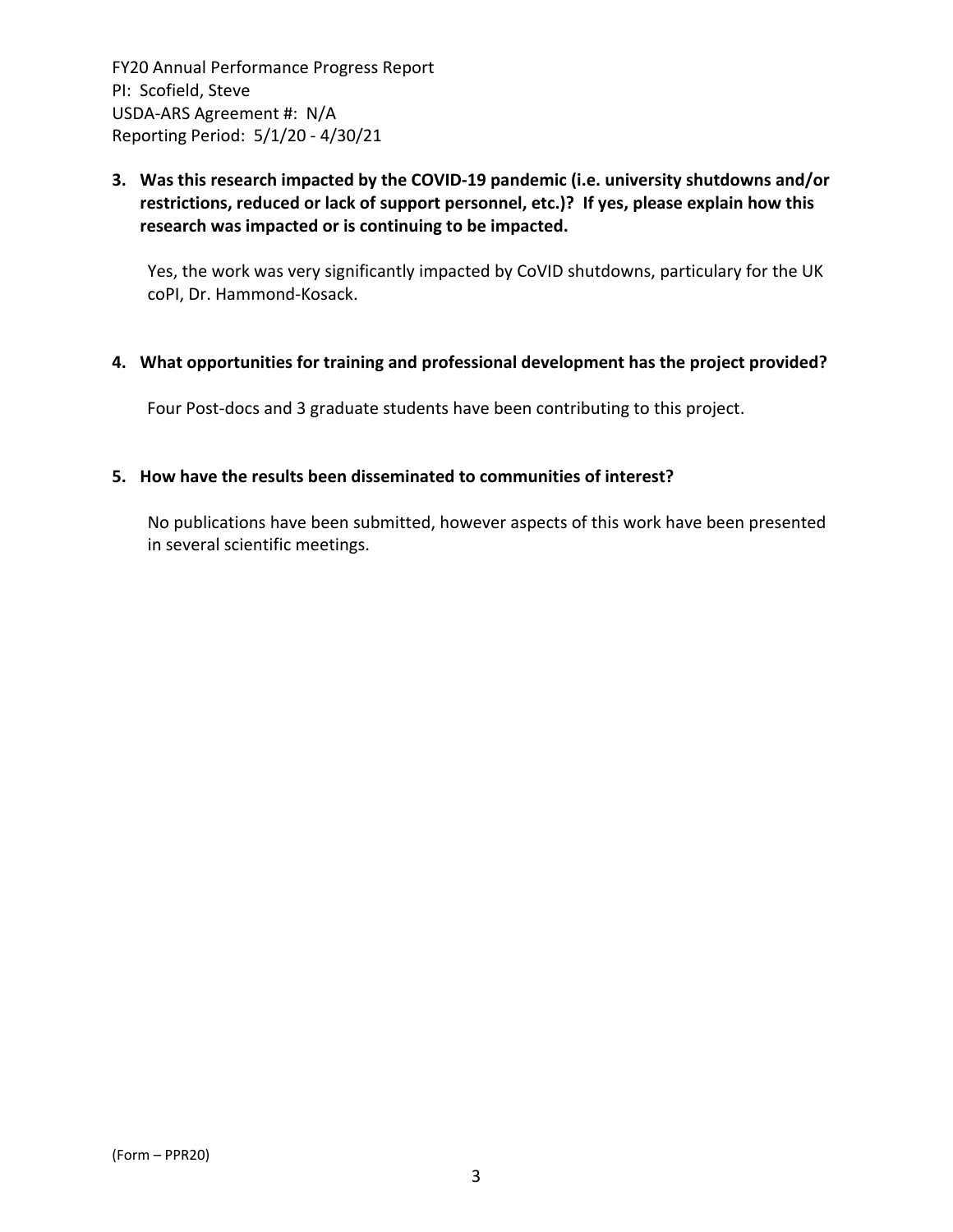**3. Was this research impacted by the COVID-19 pandemic (i.e. university shutdowns and/or restrictions, reduced or lack of support personnel, etc.)? If yes, please explain how this research was impacted or is continuing to be impacted.**

Yes, the work was very significantly impacted by CoVID shutdowns, particulary for the UK coPI, Dr. Hammond-Kosack.

**4. What opportunities for training and professional development has the project provided?**

Four Post-docs and 3 graduate students have been contributing to this project.

**5. How have the results been disseminated to communities of interest?**

No publications have been submitted, however aspects of this work have been presented in several scientific meetings.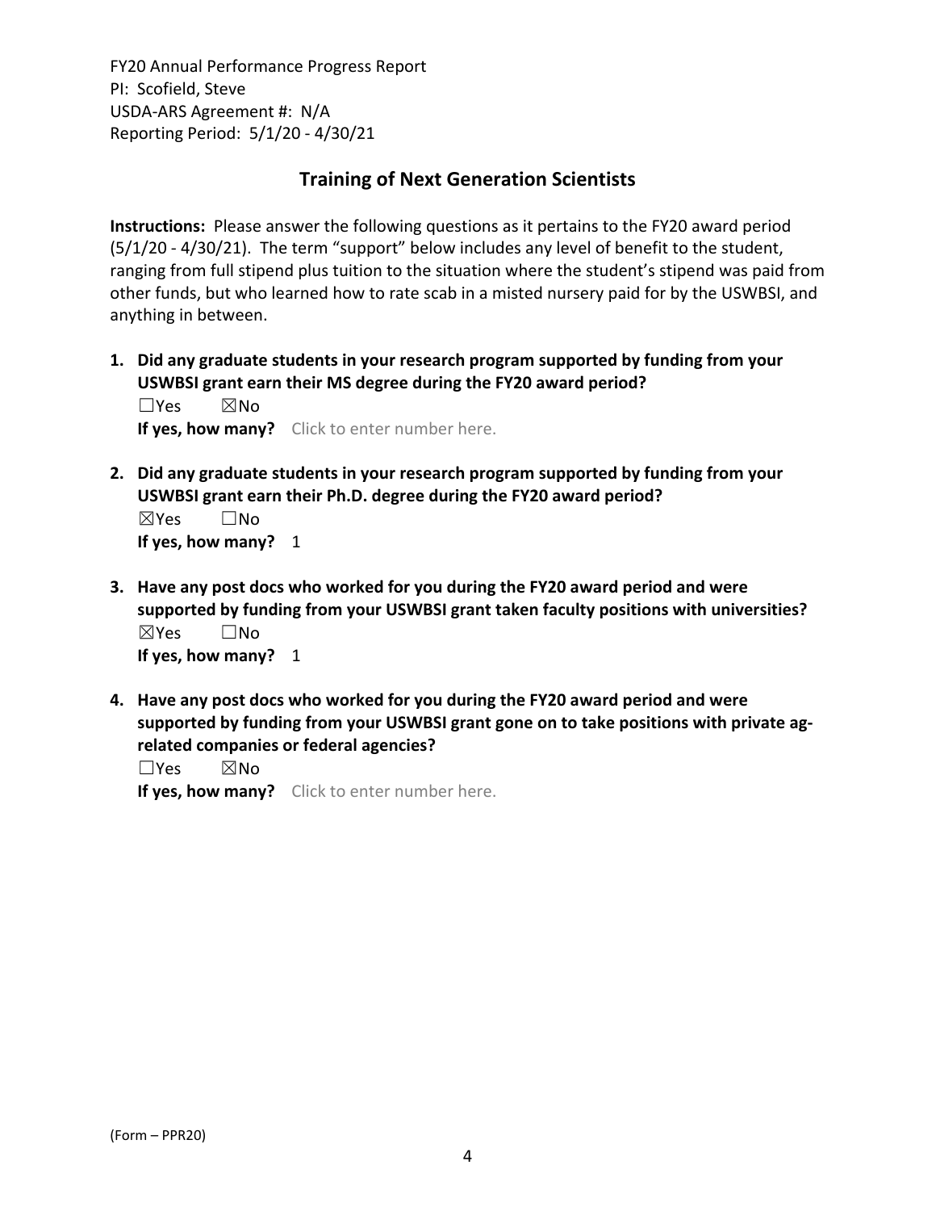## Training of Next Generation Scientists

**Instructions:** Please answer the following questions as it pertains to the FY20 award period (5/1/20 - 4/30/21). The term "support" below includes any level of benefit to the student, ranging from full stipend plus tuition to the situation where the student's stipend was paid from other funds, but who learned how to rate scab in a misted nursery paid for by the USWBSI, and anything in between.

1. **Did any graduate students in your research program supported by funding from your USWBSI grant earn their MS degree during the FY20 award period?**
   ☐Yes ☒No
   **If yes, how many?** Click to enter number here.

2. **Did any graduate students in your research program supported by funding from your USWBSI grant earn their Ph.D. degree during the FY20 award period?**
   ☒Yes ☐No
   **If yes, how many?** 1

3. **Have any post docs who worked for you during the FY20 award period and were supported by funding from your USWBSI grant taken faculty positions with universities?**
   ☒Yes ☐No
   **If yes, how many?** 1

4. **Have any post docs who worked for you during the FY20 award period and were supported by funding from your USWBSI grant gone on to take positions with private ag-related companies or federal agencies?**
   ☐Yes ☒No
   **If yes, how many?** Click to enter number here.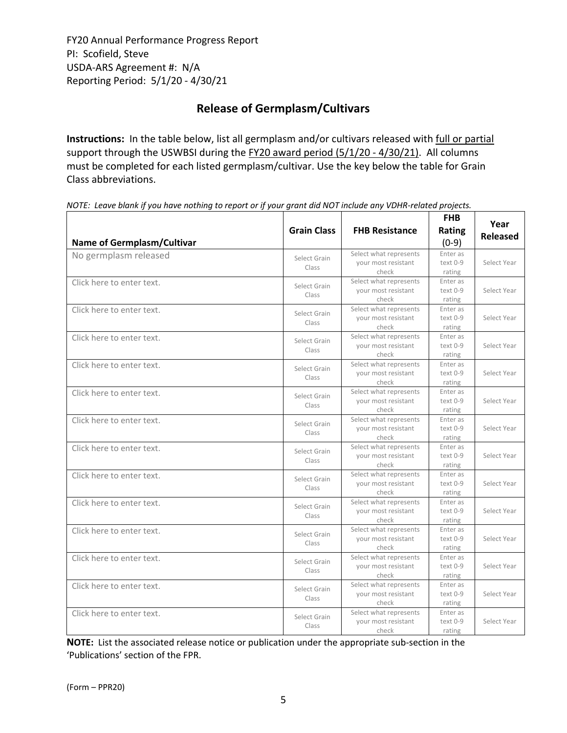FY20 Annual Performance Progress Report
PI: Scofield, Steve
USDA-ARS Agreement #: N/A
Reporting Period: 5/1/20 - 4/30/21

## Release of Germplasm/Cultivars

**Instructions:** In the table below, list all germplasm and/or cultivars released with full or partial support through the USWBSI during the FY20 award period (5/1/20 - 4/30/21). All columns must be completed for each listed germplasm/cultivar. Use the key below the table for Grain Class abbreviations.

*NOTE: Leave blank if you have nothing to report or if your grant did NOT include any VDHR-related projects.*

| Name of Germplasm/Cultivar | Grain Class | FHB Resistance | FHB Rating (0-9) | Year Released |
|---|---|---|---|---|
| No germplasm released | Select Grain Class | Select what represents your most resistant check | Enter as text 0-9 rating | Select Year |
| Click here to enter text. | Select Grain Class | Select what represents your most resistant check | Enter as text 0-9 rating | Select Year |
| Click here to enter text. | Select Grain Class | Select what represents your most resistant check | Enter as text 0-9 rating | Select Year |
| Click here to enter text. | Select Grain Class | Select what represents your most resistant check | Enter as text 0-9 rating | Select Year |
| Click here to enter text. | Select Grain Class | Select what represents your most resistant check | Enter as text 0-9 rating | Select Year |
| Click here to enter text. | Select Grain Class | Select what represents your most resistant check | Enter as text 0-9 rating | Select Year |
| Click here to enter text. | Select Grain Class | Select what represents your most resistant check | Enter as text 0-9 rating | Select Year |
| Click here to enter text. | Select Grain Class | Select what represents your most resistant check | Enter as text 0-9 rating | Select Year |
| Click here to enter text. | Select Grain Class | Select what represents your most resistant check | Enter as text 0-9 rating | Select Year |
| Click here to enter text. | Select Grain Class | Select what represents your most resistant check | Enter as text 0-9 rating | Select Year |
| Click here to enter text. | Select Grain Class | Select what represents your most resistant check | Enter as text 0-9 rating | Select Year |
| Click here to enter text. | Select Grain Class | Select what represents your most resistant check | Enter as text 0-9 rating | Select Year |
| Click here to enter text. | Select Grain Class | Select what represents your most resistant check | Enter as text 0-9 rating | Select Year |
| Click here to enter text. | Select Grain Class | Select what represents your most resistant check | Enter as text 0-9 rating | Select Year |

**NOTE:** List the associated release notice or publication under the appropriate sub-section in the 'Publications' section of the FPR.

(Form – PPR20)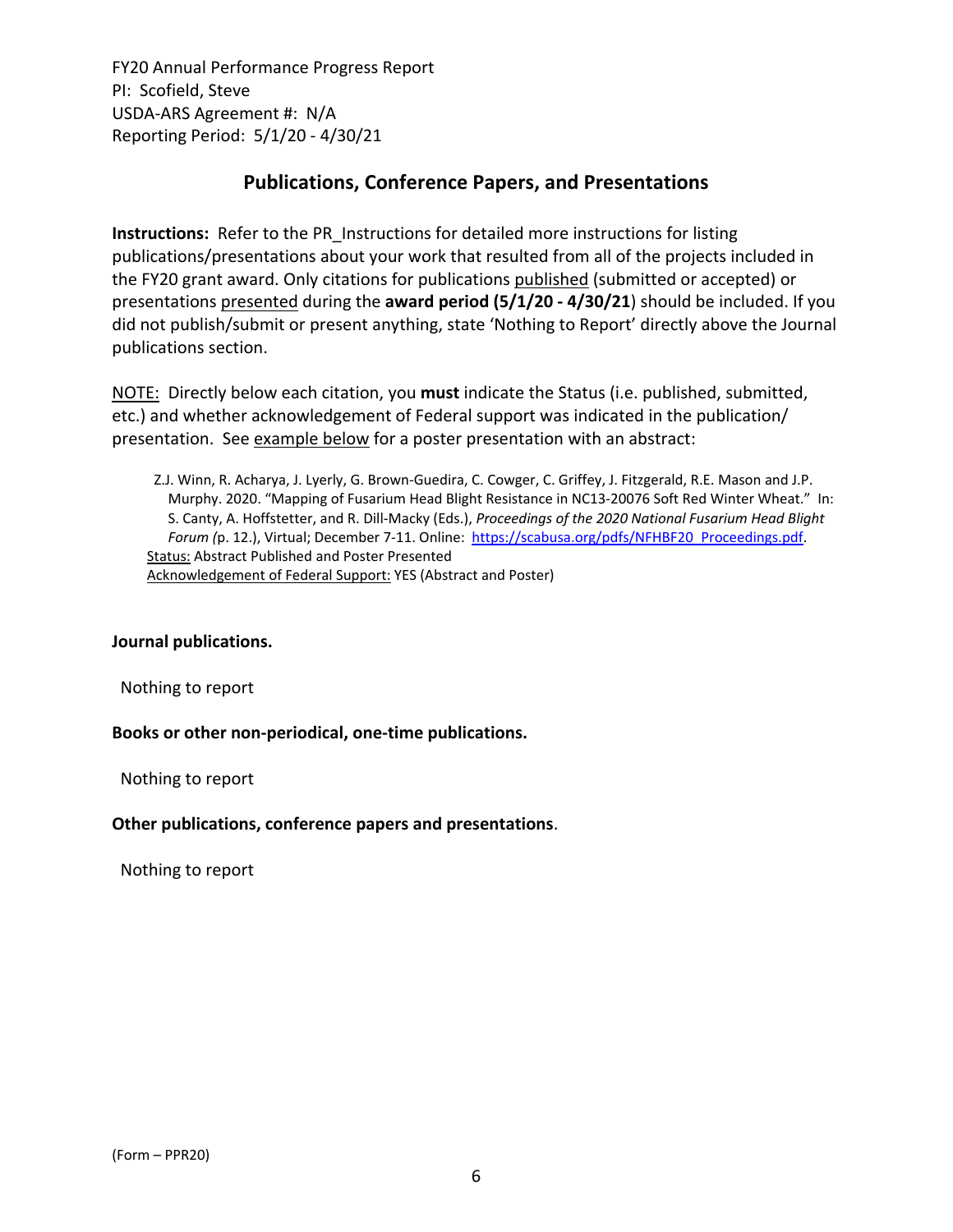FY20 Annual Performance Progress Report
PI: Scofield, Steve
USDA-ARS Agreement #: N/A
Reporting Period: 5/1/20 - 4/30/21

## Publications, Conference Papers, and Presentations

**Instructions:** Refer to the PR_Instructions for detailed more instructions for listing publications/presentations about your work that resulted from all of the projects included in the FY20 grant award. Only citations for publications published (submitted or accepted) or presentations presented during the **award period (5/1/20 - 4/30/21**) should be included. If you did not publish/submit or present anything, state 'Nothing to Report' directly above the Journal publications section.

NOTE: Directly below each citation, you **must** indicate the Status (i.e. published, submitted, etc.) and whether acknowledgement of Federal support was indicated in the publication/ presentation. See example below for a poster presentation with an abstract:

> Z.J. Winn, R. Acharya, J. Lyerly, G. Brown-Guedira, C. Cowger, C. Griffey, J. Fitzgerald, R.E. Mason and J.P. Murphy. 2020. "Mapping of Fusarium Head Blight Resistance in NC13-20076 Soft Red Winter Wheat." In: S. Canty, A. Hoffstetter, and R. Dill-Macky (Eds.), *Proceedings of the 2020 National Fusarium Head Blight Forum (*p. 12.), Virtual; December 7-11. Online: https://scabusa.org/pdfs/NFHBF20_Proceedings.pdf.
> Status: Abstract Published and Poster Presented
> Acknowledgement of Federal Support: YES (Abstract and Poster)

**Journal publications.**

Nothing to report

**Books or other non-periodical, one-time publications.**

Nothing to report

**Other publications, conference papers and presentations**.

Nothing to report

(Form – PPR20)